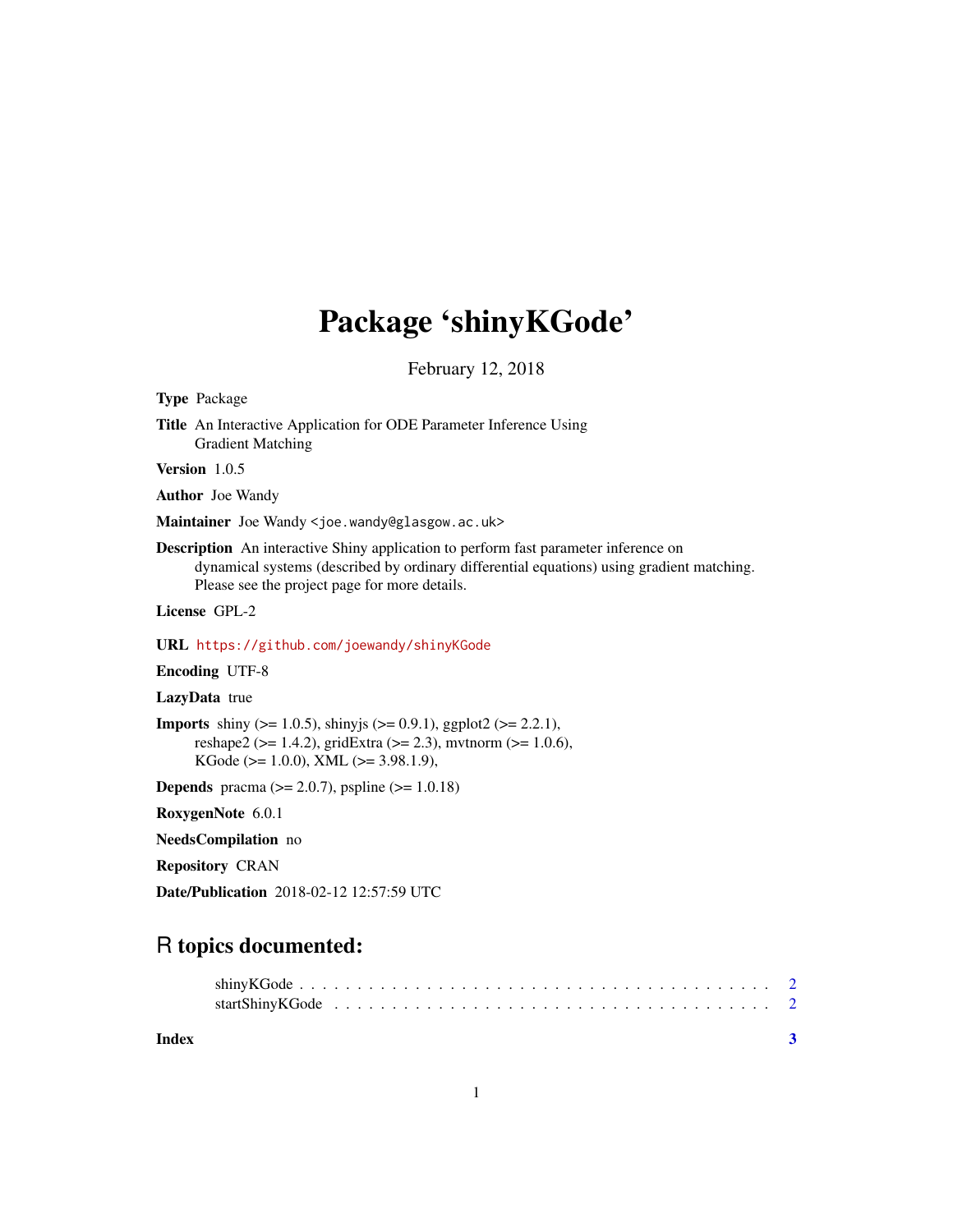# Package 'shinyKGode'

February 12, 2018

**Type** Package

**Title** An Interactive Application for ODE Parameter Inference Using Gradient Matching

**Version** 1.0.5

**Author** Joe Wandy

**Maintainer** Joe Wandy <joe.wandy@glasgow.ac.uk>

**Description** An interactive Shiny application to perform fast parameter inference on dynamical systems (described by ordinary differential equations) using gradient matching. Please see the project page for more details.

**License** GPL-2

**URL** https://github.com/joewandy/shinyKGode

**Encoding** UTF-8

**LazyData** true

**Imports** shiny (>= 1.0.5), shinyjs (>= 0.9.1), ggplot2 (>= 2.2.1), reshape2 (>= 1.4.2), gridExtra (>= 2.3), mvtnorm (>= 1.0.6), KGode (>= 1.0.0), XML (>= 3.98.1.9),

**Depends** pracma (>= 2.0.7), pspline (>= 1.0.18)

**RoxygenNote** 6.0.1

**NeedsCompilation** no

**Repository** CRAN

**Date/Publication** 2018-02-12 12:57:59 UTC

## R topics documented:

- shinyKGode . . . . . . . . . . . . . . . . . . . . . . . . . . . . . . . . . . . . . . . . . . 2
- startShinyKGode . . . . . . . . . . . . . . . . . . . . . . . . . . . . . . . . . . . . . . . 2

**Index** **3**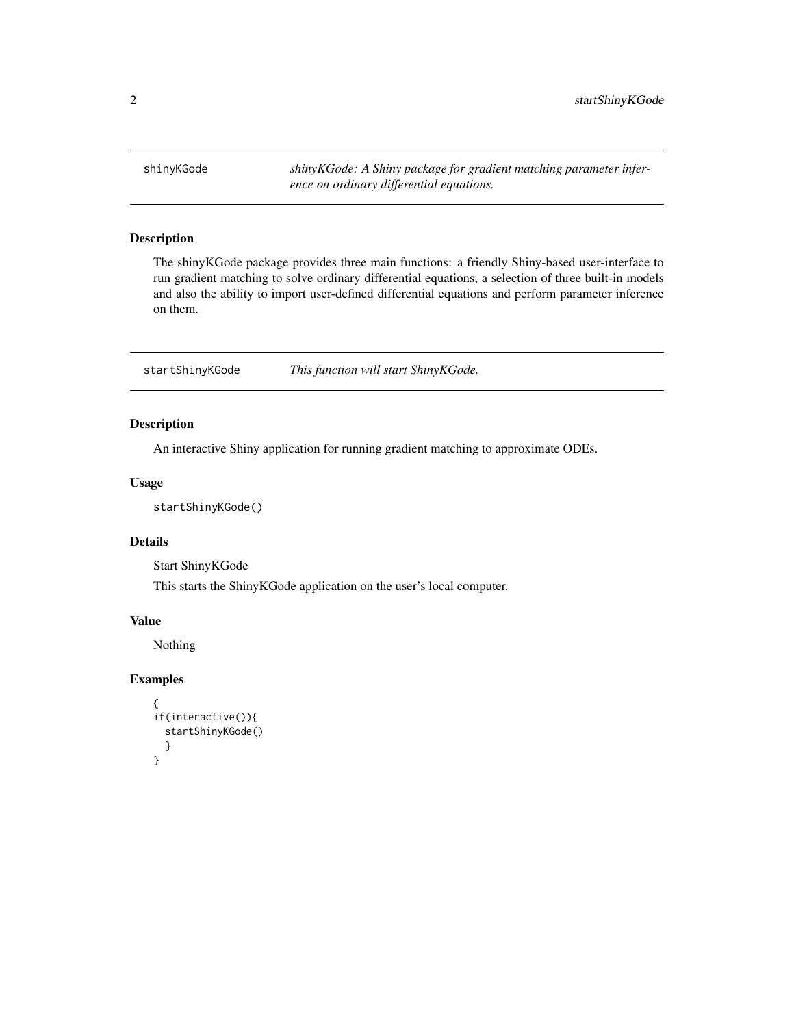## shinyKGode — *shinyKGode: A Shiny package for gradient matching parameter inference on ordinary differential equations.*

### Description

The shinyKGode package provides three main functions: a friendly Shiny-based user-interface to run gradient matching to solve ordinary differential equations, a selection of three built-in models and also the ability to import user-defined differential equations and perform parameter inference on them.

## startShinyKGode — *This function will start ShinyKGode.*

### Description

An interactive Shiny application for running gradient matching to approximate ODEs.

### Usage

```
startShinyKGode()
```

### Details

Start ShinyKGode

This starts the ShinyKGode application on the user's local computer.

### Value

Nothing

### Examples

```
{
if(interactive()){
  startShinyKGode()
  }
}
```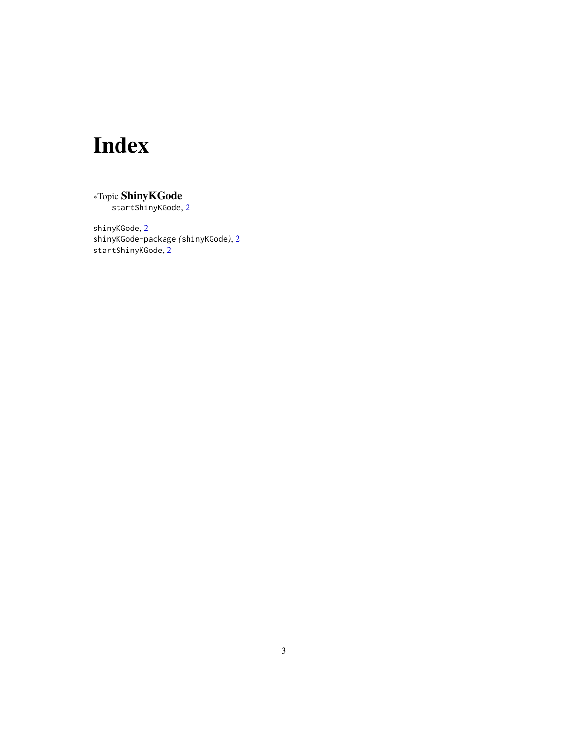# Index

*Topic **ShinyKGode**
    startShinyKGode, 2

shinyKGode, 2
shinyKGode-package *(*shinyKGode*)*, 2
startShinyKGode, 2